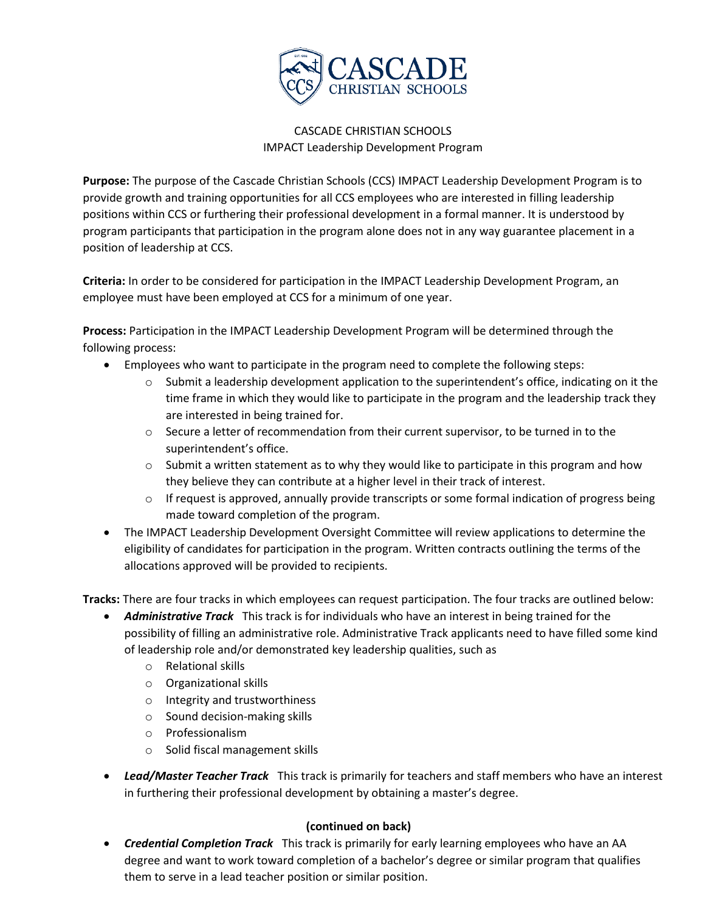CASCADE CHRISTIAN SCHOOLS

IMPACT Leadership Development Program

**Purpose:** The purpose of the Cascade Christian Schools (CCS) IMPACT Leadership Development Program is to provide growth and training opportunities for all CCS employees who are interested in filling leadership positions within CCS or furthering their professional development in a formal manner. It is understood by program participants that participation in the program alone does not in any way guarantee placement in a position of leadership at CCS.

**Criteria:** In order to be considered for participation in the IMPACT Leadership Development Program, an employee must have been employed at CCS for a minimum of one year.

**Process:** Participation in the IMPACT Leadership Development Program will be determined through the following process:

- Employees who want to participate in the program need to complete the following steps:
  - Submit a leadership development application to the superintendent's office, indicating on it the time frame in which they would like to participate in the program and the leadership track they are interested in being trained for.
  - Secure a letter of recommendation from their current supervisor, to be turned in to the superintendent's office.
  - Submit a written statement as to why they would like to participate in this program and how they believe they can contribute at a higher level in their track of interest.
  - If request is approved, annually provide transcripts or some formal indication of progress being made toward completion of the program.
- The IMPACT Leadership Development Oversight Committee will review applications to determine the eligibility of candidates for participation in the program. Written contracts outlining the terms of the allocations approved will be provided to recipients.

**Tracks:** There are four tracks in which employees can request participation. The four tracks are outlined below:

- ***Administrative Track*** This track is for individuals who have an interest in being trained for the possibility of filling an administrative role. Administrative Track applicants need to have filled some kind of leadership role and/or demonstrated key leadership qualities, such as
  - Relational skills
  - Organizational skills
  - Integrity and trustworthiness
  - Sound decision-making skills
  - Professionalism
  - Solid fiscal management skills
- ***Lead/Master Teacher Track*** This track is primarily for teachers and staff members who have an interest in furthering their professional development by obtaining a master's degree.

**(continued on back)**

- ***Credential Completion Track*** This track is primarily for early learning employees who have an AA degree and want to work toward completion of a bachelor's degree or similar program that qualifies them to serve in a lead teacher position or similar position.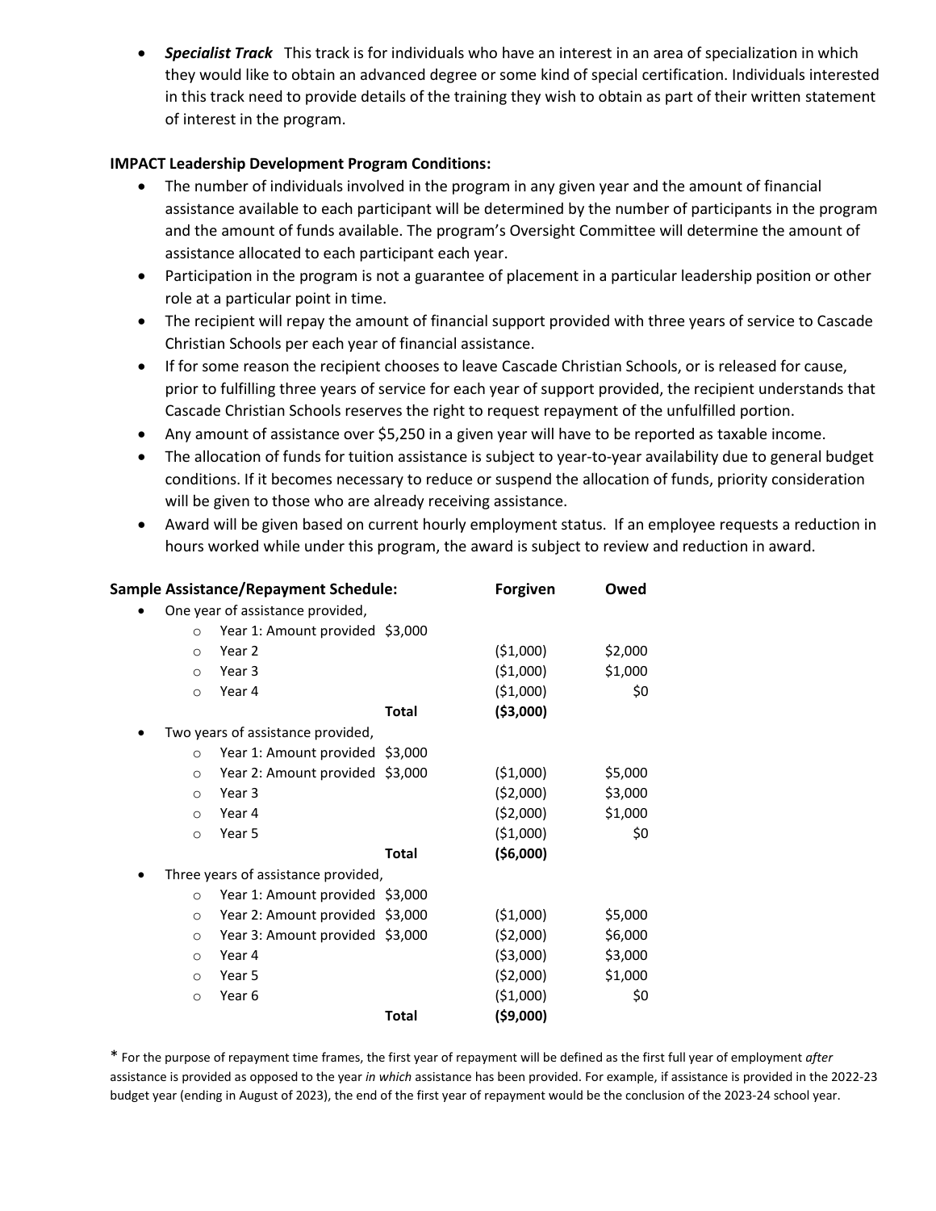- ***Specialist Track*** This track is for individuals who have an interest in an area of specialization in which they would like to obtain an advanced degree or some kind of special certification. Individuals interested in this track need to provide details of the training they wish to obtain as part of their written statement of interest in the program.

**IMPACT Leadership Development Program Conditions:**

- The number of individuals involved in the program in any given year and the amount of financial assistance available to each participant will be determined by the number of participants in the program and the amount of funds available. The program's Oversight Committee will determine the amount of assistance allocated to each participant each year.
- Participation in the program is not a guarantee of placement in a particular leadership position or other role at a particular point in time.
- The recipient will repay the amount of financial support provided with three years of service to Cascade Christian Schools per each year of financial assistance.
- If for some reason the recipient chooses to leave Cascade Christian Schools, or is released for cause, prior to fulfilling three years of service for each year of support provided, the recipient understands that Cascade Christian Schools reserves the right to request repayment of the unfulfilled portion.
- Any amount of assistance over $5,250 in a given year will have to be reported as taxable income.
- The allocation of funds for tuition assistance is subject to year-to-year availability due to general budget conditions. If it becomes necessary to reduce or suspend the allocation of funds, priority consideration will be given to those who are already receiving assistance.
- Award will be given based on current hourly employment status. If an employee requests a reduction in hours worked while under this program, the award is subject to review and reduction in award.

| **Sample Assistance/Repayment Schedule:** | | **Forgiven** | **Owed** |
|---|---|---|---|
| • One year of assistance provided, | | | |
| ○ Year 1: Amount provided | $3,000 | | |
| ○ Year 2 | | ($1,000) | $2,000 |
| ○ Year 3 | | ($1,000) | $1,000 |
| ○ Year 4 | | ($1,000) | $0 |
| | **Total** | **($3,000)** | |
| • Two years of assistance provided, | | | |
| ○ Year 1: Amount provided | $3,000 | | |
| ○ Year 2: Amount provided | $3,000 | ($1,000) | $5,000 |
| ○ Year 3 | | ($2,000) | $3,000 |
| ○ Year 4 | | ($2,000) | $1,000 |
| ○ Year 5 | | ($1,000) | $0 |
| | **Total** | **($6,000)** | |
| • Three years of assistance provided, | | | |
| ○ Year 1: Amount provided | $3,000 | | |
| ○ Year 2: Amount provided | $3,000 | ($1,000) | $5,000 |
| ○ Year 3: Amount provided | $3,000 | ($2,000) | $6,000 |
| ○ Year 4 | | ($3,000) | $3,000 |
| ○ Year 5 | | ($2,000) | $1,000 |
| ○ Year 6 | | ($1,000) | $0 |
| | **Total** | **($9,000)** | |

* For the purpose of repayment time frames, the first year of repayment will be defined as the first full year of employment *after* assistance is provided as opposed to the year *in which* assistance has been provided. For example, if assistance is provided in the 2022-23 budget year (ending in August of 2023), the end of the first year of repayment would be the conclusion of the 2023-24 school year.